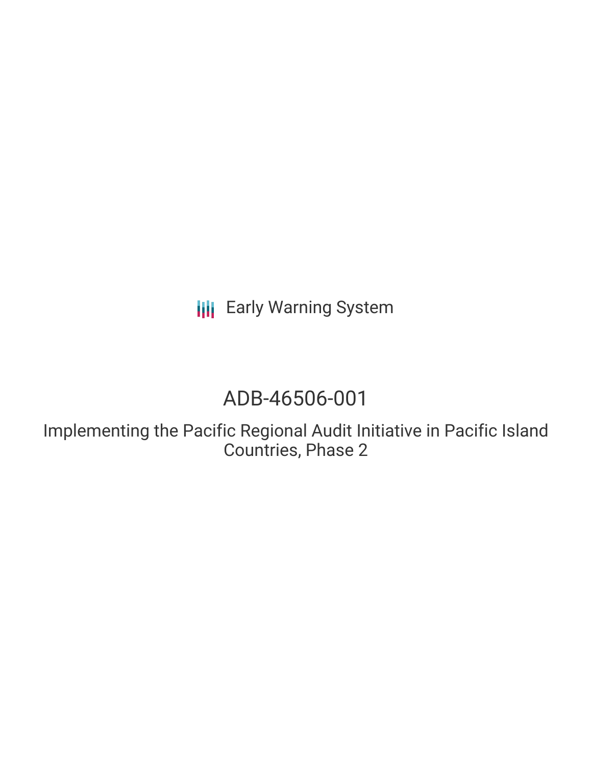Early Warning System

# ADB-46506-001

## Implementing the Pacific Regional Audit Initiative in Pacific Island Countries, Phase 2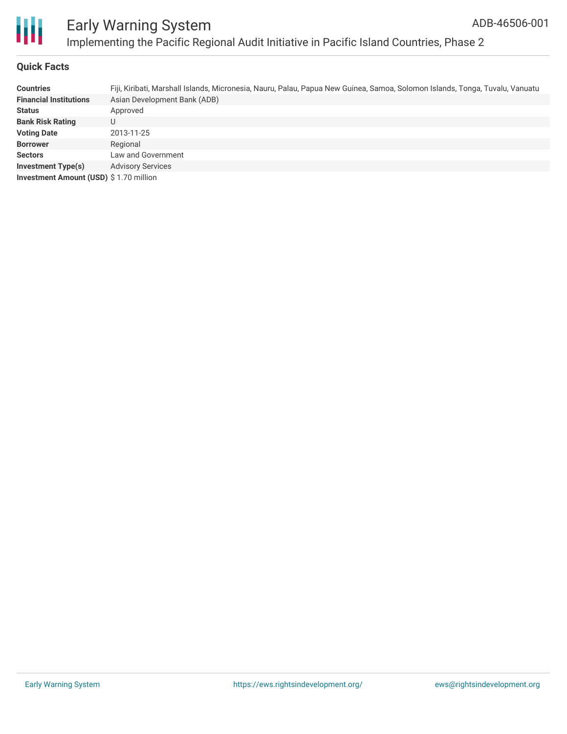# Early Warning System

## Implementing the Pacific Regional Audit Initiative in Pacific Island Countries, Phase 2

ADB-46506-001

### Quick Facts

| | |
|---|---|
| **Countries** | Fiji, Kiribati, Marshall Islands, Micronesia, Nauru, Palau, Papua New Guinea, Samoa, Solomon Islands, Tonga, Tuvalu, Vanuatu |
| **Financial Institutions** | Asian Development Bank (ADB) |
| **Status** | Approved |
| **Bank Risk Rating** | U |
| **Voting Date** | 2013-11-25 |
| **Borrower** | Regional |
| **Sectors** | Law and Government |
| **Investment Type(s)** | Advisory Services |
| **Investment Amount (USD)** | $ 1.70 million |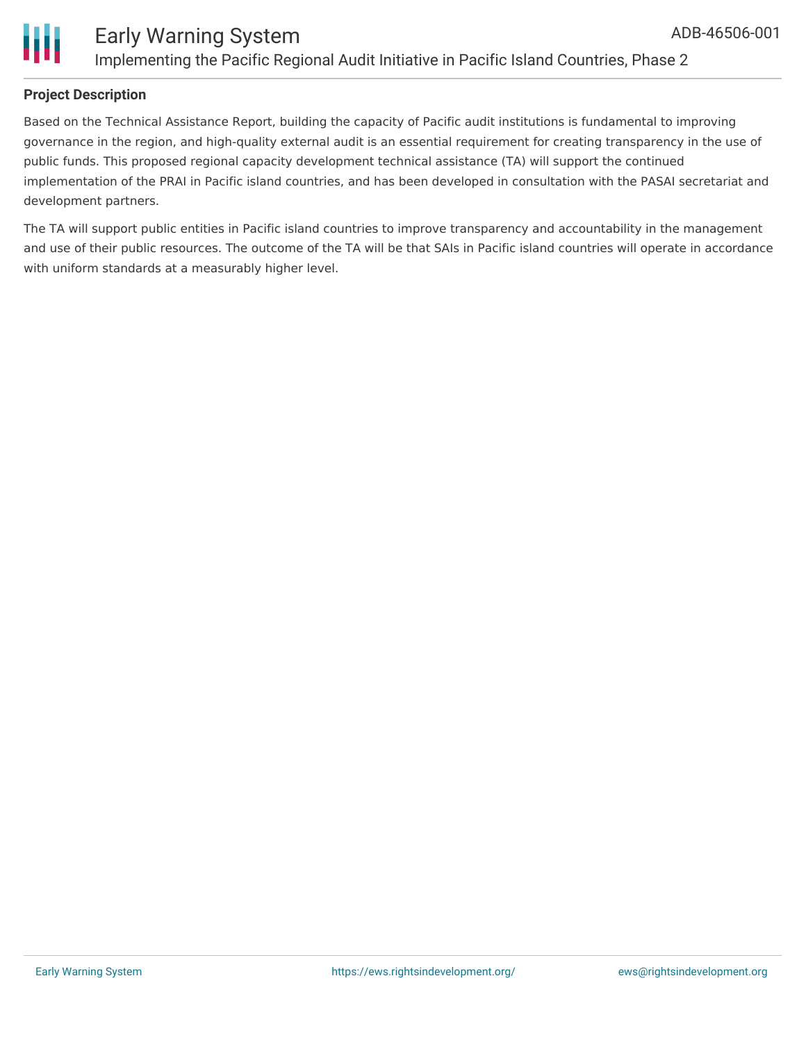## Project Description

Based on the Technical Assistance Report, building the capacity of Pacific audit institutions is fundamental to improving governance in the region, and high-quality external audit is an essential requirement for creating transparency in the use of public funds. This proposed regional capacity development technical assistance (TA) will support the continued implementation of the PRAI in Pacific island countries, and has been developed in consultation with the PASAI secretariat and development partners.

The TA will support public entities in Pacific island countries to improve transparency and accountability in the management and use of their public resources. The outcome of the TA will be that SAIs in Pacific island countries will operate in accordance with uniform standards at a measurably higher level.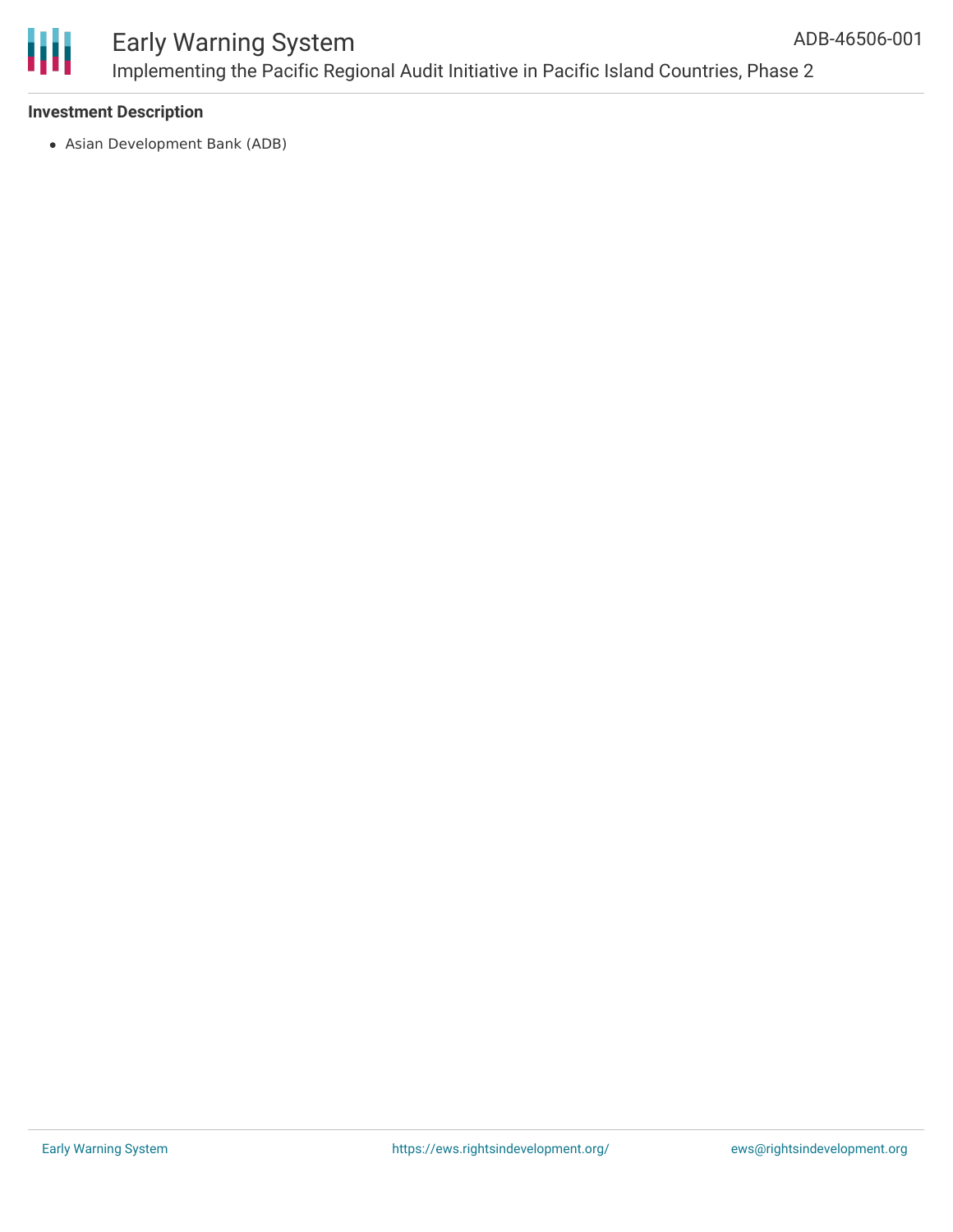**Investment Description**

- Asian Development Bank (ADB)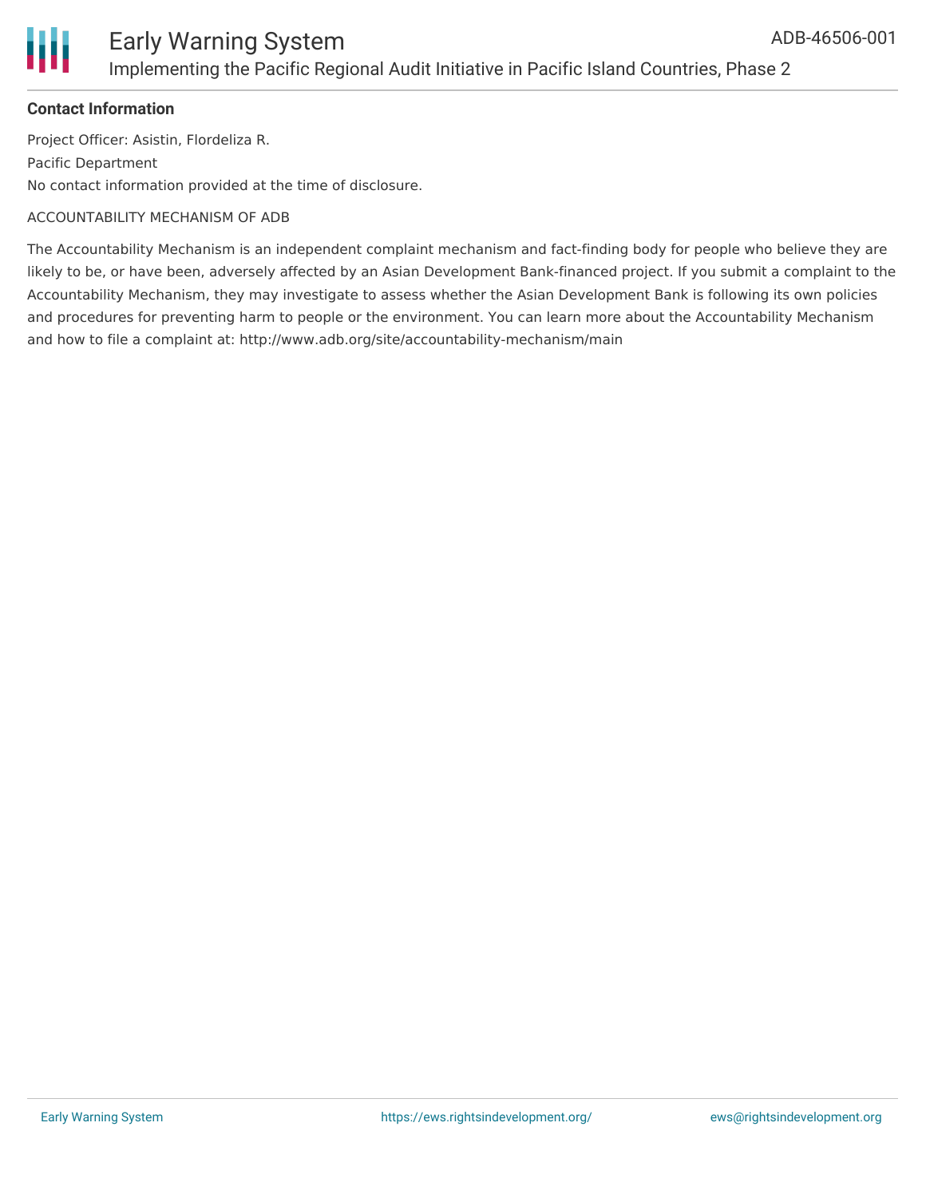**Contact Information**

Project Officer: Asistin, Flordeliza R.

Pacific Department

No contact information provided at the time of disclosure.

ACCOUNTABILITY MECHANISM OF ADB

The Accountability Mechanism is an independent complaint mechanism and fact-finding body for people who believe they are likely to be, or have been, adversely affected by an Asian Development Bank-financed project. If you submit a complaint to the Accountability Mechanism, they may investigate to assess whether the Asian Development Bank is following its own policies and procedures for preventing harm to people or the environment. You can learn more about the Accountability Mechanism and how to file a complaint at: http://www.adb.org/site/accountability-mechanism/main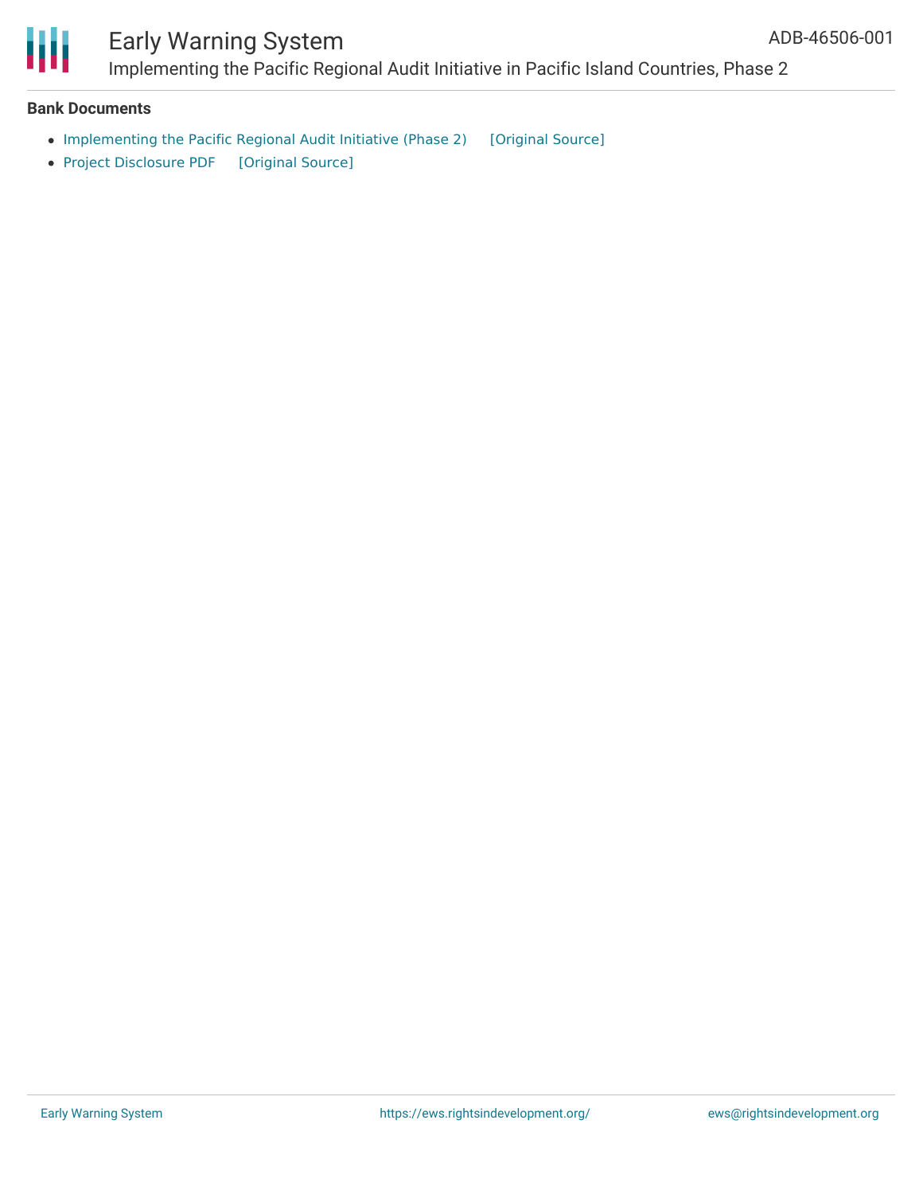#### Bank Documents

- Implementing the Pacific Regional Audit Initiative (Phase 2) [Original Source]
- Project Disclosure PDF [Original Source]